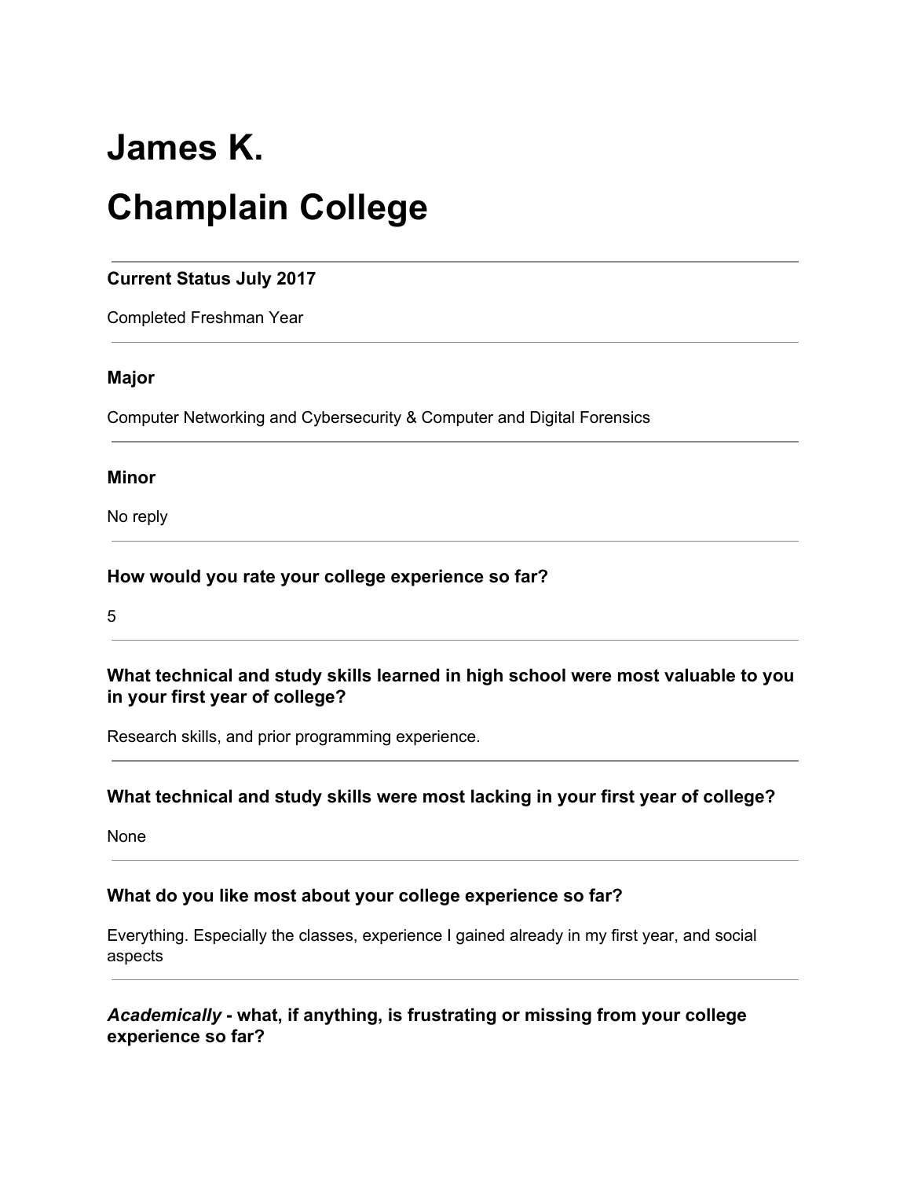# James K.

# Champlain College

---

**Current Status July 2017**

Completed Freshman Year

---

**Major**

Computer Networking and Cybersecurity & Computer and Digital Forensics

---

**Minor**

No reply

---

**How would you rate your college experience so far?**

5

---

**What technical and study skills learned in high school were most valuable to you in your first year of college?**

Research skills, and prior programming experience.

---

**What technical and study skills were most lacking in your first year of college?**

None

---

**What do you like most about your college experience so far?**

Everything. Especially the classes, experience I gained already in my first year, and social aspects

---

***Academically*** **- what, if anything, is frustrating or missing from your college experience so far?**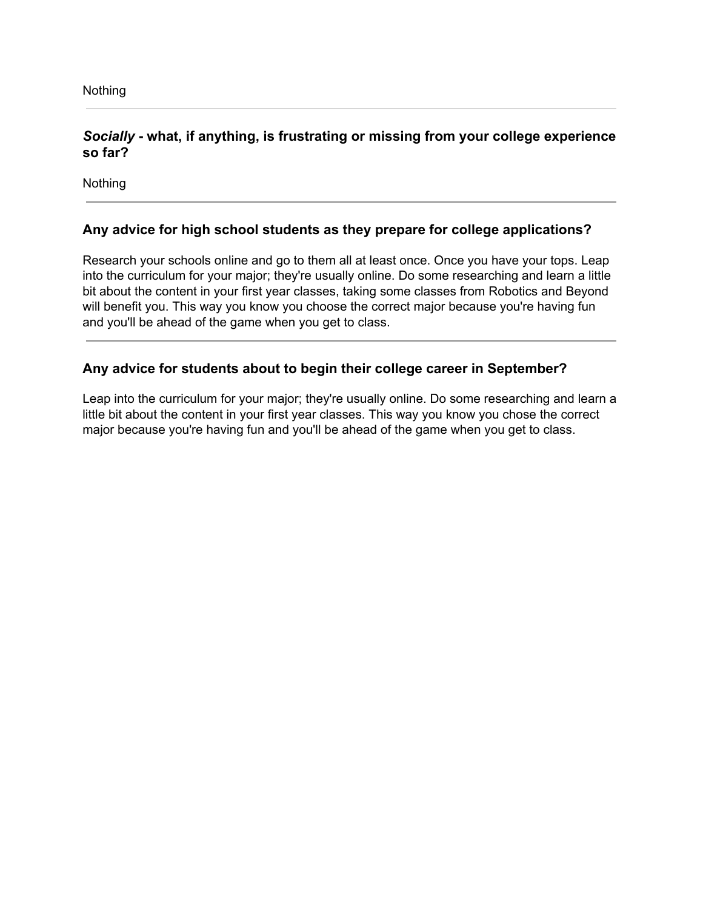Nothing

---

### *Socially* - what, if anything, is frustrating or missing from your college experience so far?

Nothing

---

### Any advice for high school students as they prepare for college applications?

Research your schools online and go to them all at least once. Once you have your tops. Leap into the curriculum for your major; they're usually online. Do some researching and learn a little bit about the content in your first year classes, taking some classes from Robotics and Beyond will benefit you. This way you know you choose the correct major because you're having fun and you'll be ahead of the game when you get to class.

---

### Any advice for students about to begin their college career in September?

Leap into the curriculum for your major; they're usually online. Do some researching and learn a little bit about the content in your first year classes. This way you know you chose the correct major because you're having fun and you'll be ahead of the game when you get to class.